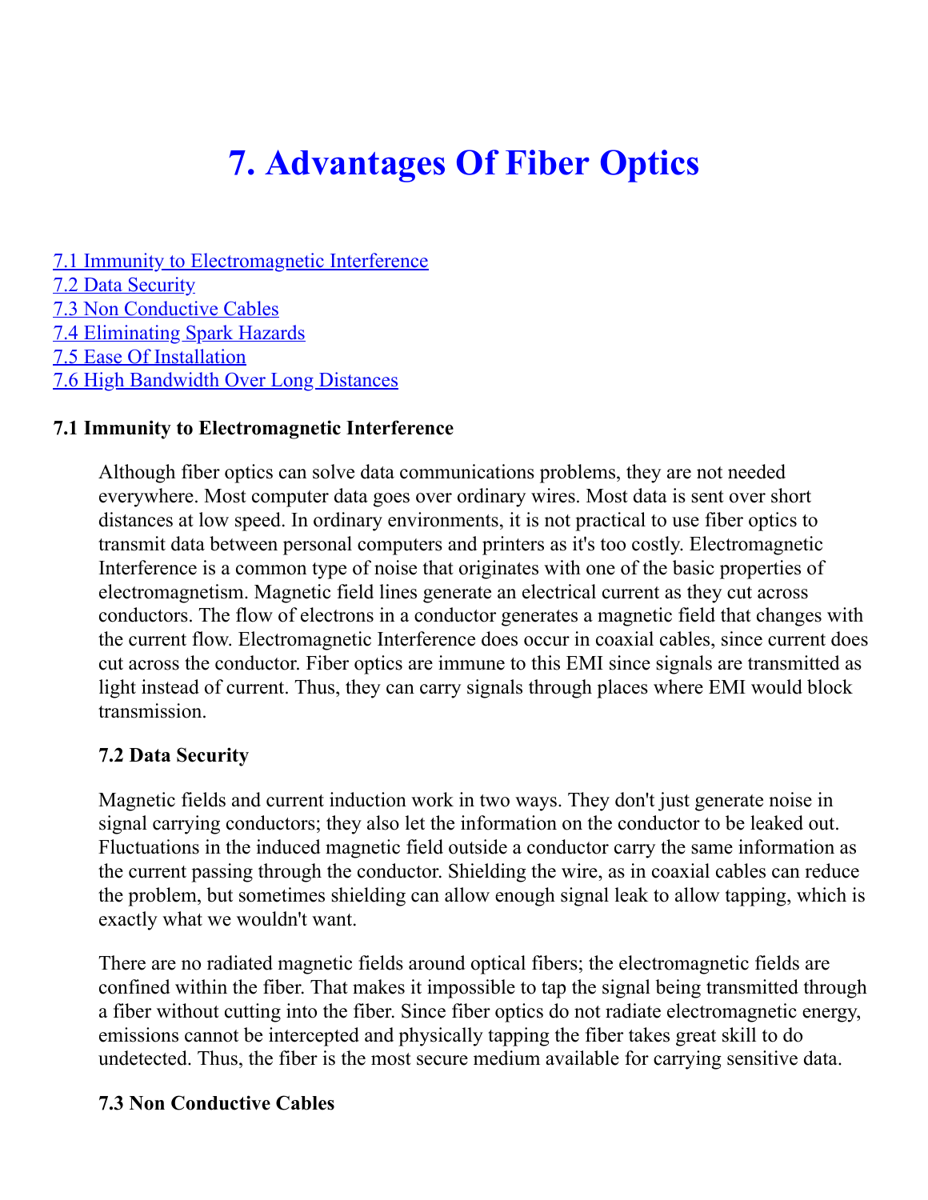# 7. Advantages Of Fiber Optics

[7.1 Immunity to Electromagnetic Interference](#)
[7.2 Data Security](#)
[7.3 Non Conductive Cables](#)
[7.4 Eliminating Spark Hazards](#)
[7.5 Ease Of Installation](#)
[7.6 High Bandwidth Over Long Distances](#)

### 7.1 Immunity to Electromagnetic Interference

Although fiber optics can solve data communications problems, they are not needed everywhere. Most computer data goes over ordinary wires. Most data is sent over short distances at low speed. In ordinary environments, it is not practical to use fiber optics to transmit data between personal computers and printers as it's too costly. Electromagnetic Interference is a common type of noise that originates with one of the basic properties of electromagnetism. Magnetic field lines generate an electrical current as they cut across conductors. The flow of electrons in a conductor generates a magnetic field that changes with the current flow. Electromagnetic Interference does occur in coaxial cables, since current does cut across the conductor. Fiber optics are immune to this EMI since signals are transmitted as light instead of current. Thus, they can carry signals through places where EMI would block transmission.

### 7.2 Data Security

Magnetic fields and current induction work in two ways. They don't just generate noise in signal carrying conductors; they also let the information on the conductor to be leaked out. Fluctuations in the induced magnetic field outside a conductor carry the same information as the current passing through the conductor. Shielding the wire, as in coaxial cables can reduce the problem, but sometimes shielding can allow enough signal leak to allow tapping, which is exactly what we wouldn't want.

There are no radiated magnetic fields around optical fibers; the electromagnetic fields are confined within the fiber. That makes it impossible to tap the signal being transmitted through a fiber without cutting into the fiber. Since fiber optics do not radiate electromagnetic energy, emissions cannot be intercepted and physically tapping the fiber takes great skill to do undetected. Thus, the fiber is the most secure medium available for carrying sensitive data.

### 7.3 Non Conductive Cables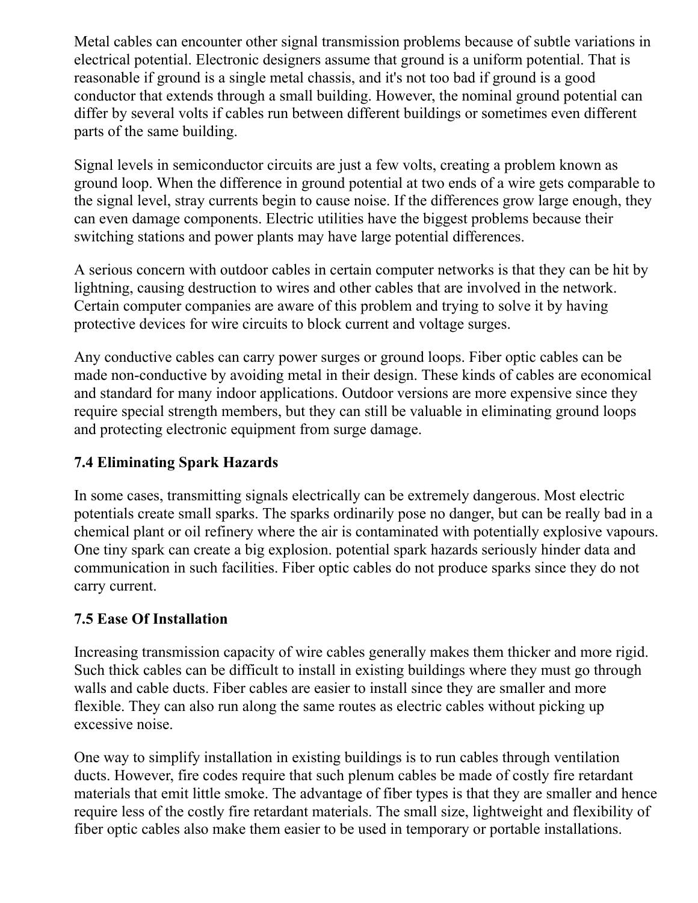Metal cables can encounter other signal transmission problems because of subtle variations in electrical potential. Electronic designers assume that ground is a uniform potential. That is reasonable if ground is a single metal chassis, and it's not too bad if ground is a good conductor that extends through a small building. However, the nominal ground potential can differ by several volts if cables run between different buildings or sometimes even different parts of the same building.

Signal levels in semiconductor circuits are just a few volts, creating a problem known as ground loop. When the difference in ground potential at two ends of a wire gets comparable to the signal level, stray currents begin to cause noise. If the differences grow large enough, they can even damage components. Electric utilities have the biggest problems because their switching stations and power plants may have large potential differences.

A serious concern with outdoor cables in certain computer networks is that they can be hit by lightning, causing destruction to wires and other cables that are involved in the network. Certain computer companies are aware of this problem and trying to solve it by having protective devices for wire circuits to block current and voltage surges.

Any conductive cables can carry power surges or ground loops. Fiber optic cables can be made non-conductive by avoiding metal in their design. These kinds of cables are economical and standard for many indoor applications. Outdoor versions are more expensive since they require special strength members, but they can still be valuable in eliminating ground loops and protecting electronic equipment from surge damage.

### 7.4 Eliminating Spark Hazards

In some cases, transmitting signals electrically can be extremely dangerous. Most electric potentials create small sparks. The sparks ordinarily pose no danger, but can be really bad in a chemical plant or oil refinery where the air is contaminated with potentially explosive vapours. One tiny spark can create a big explosion. potential spark hazards seriously hinder data and communication in such facilities. Fiber optic cables do not produce sparks since they do not carry current.

### 7.5 Ease Of Installation

Increasing transmission capacity of wire cables generally makes them thicker and more rigid. Such thick cables can be difficult to install in existing buildings where they must go through walls and cable ducts. Fiber cables are easier to install since they are smaller and more flexible. They can also run along the same routes as electric cables without picking up excessive noise.

One way to simplify installation in existing buildings is to run cables through ventilation ducts. However, fire codes require that such plenum cables be made of costly fire retardant materials that emit little smoke. The advantage of fiber types is that they are smaller and hence require less of the costly fire retardant materials. The small size, lightweight and flexibility of fiber optic cables also make them easier to be used in temporary or portable installations.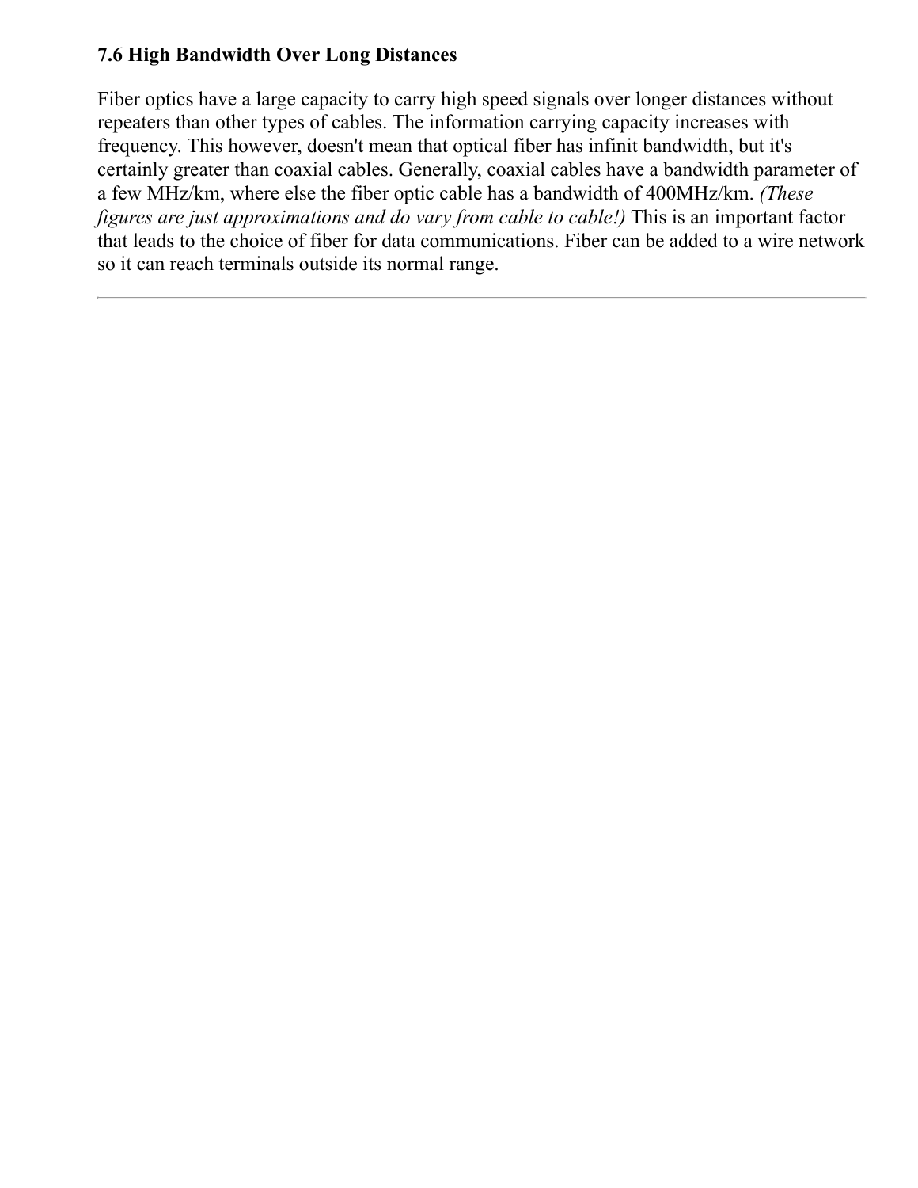### 7.6 High Bandwidth Over Long Distances

Fiber optics have a large capacity to carry high speed signals over longer distances without repeaters than other types of cables. The information carrying capacity increases with frequency. This however, doesn't mean that optical fiber has infinit bandwidth, but it's certainly greater than coaxial cables. Generally, coaxial cables have a bandwidth parameter of a few MHz/km, where else the fiber optic cable has a bandwidth of 400MHz/km. *(These figures are just approximations and do vary from cable to cable!)* This is an important factor that leads to the choice of fiber for data communications. Fiber can be added to a wire network so it can reach terminals outside its normal range.

---